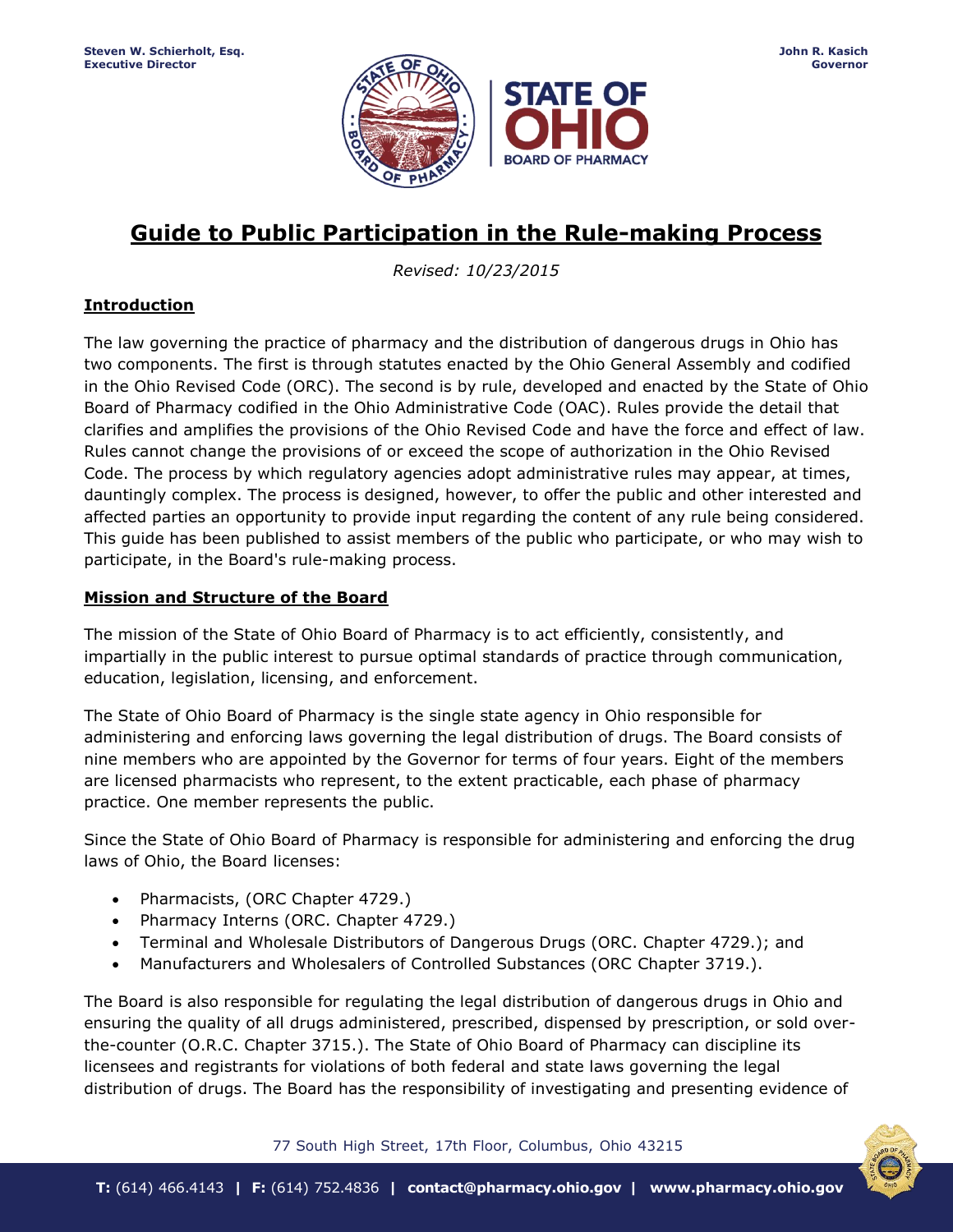Steven W. Schierholt, Esq.
Executive Director

John R. Kasich
Governor

# Guide to Public Participation in the Rule-making Process

*Revised: 10/23/2015*

## Introduction

The law governing the practice of pharmacy and the distribution of dangerous drugs in Ohio has two components. The first is through statutes enacted by the Ohio General Assembly and codified in the Ohio Revised Code (ORC). The second is by rule, developed and enacted by the State of Ohio Board of Pharmacy codified in the Ohio Administrative Code (OAC). Rules provide the detail that clarifies and amplifies the provisions of the Ohio Revised Code and have the force and effect of law. Rules cannot change the provisions of or exceed the scope of authorization in the Ohio Revised Code. The process by which regulatory agencies adopt administrative rules may appear, at times, dauntingly complex. The process is designed, however, to offer the public and other interested and affected parties an opportunity to provide input regarding the content of any rule being considered. This guide has been published to assist members of the public who participate, or who may wish to participate, in the Board's rule-making process.

## Mission and Structure of the Board

The mission of the State of Ohio Board of Pharmacy is to act efficiently, consistently, and impartially in the public interest to pursue optimal standards of practice through communication, education, legislation, licensing, and enforcement.

The State of Ohio Board of Pharmacy is the single state agency in Ohio responsible for administering and enforcing laws governing the legal distribution of drugs. The Board consists of nine members who are appointed by the Governor for terms of four years. Eight of the members are licensed pharmacists who represent, to the extent practicable, each phase of pharmacy practice. One member represents the public.

Since the State of Ohio Board of Pharmacy is responsible for administering and enforcing the drug laws of Ohio, the Board licenses:

- Pharmacists, (ORC Chapter 4729.)
- Pharmacy Interns (ORC. Chapter 4729.)
- Terminal and Wholesale Distributors of Dangerous Drugs (ORC. Chapter 4729.); and
- Manufacturers and Wholesalers of Controlled Substances (ORC Chapter 3719.).

The Board is also responsible for regulating the legal distribution of dangerous drugs in Ohio and ensuring the quality of all drugs administered, prescribed, dispensed by prescription, or sold over-the-counter (O.R.C. Chapter 3715.). The State of Ohio Board of Pharmacy can discipline its licensees and registrants for violations of both federal and state laws governing the legal distribution of drugs. The Board has the responsibility of investigating and presenting evidence of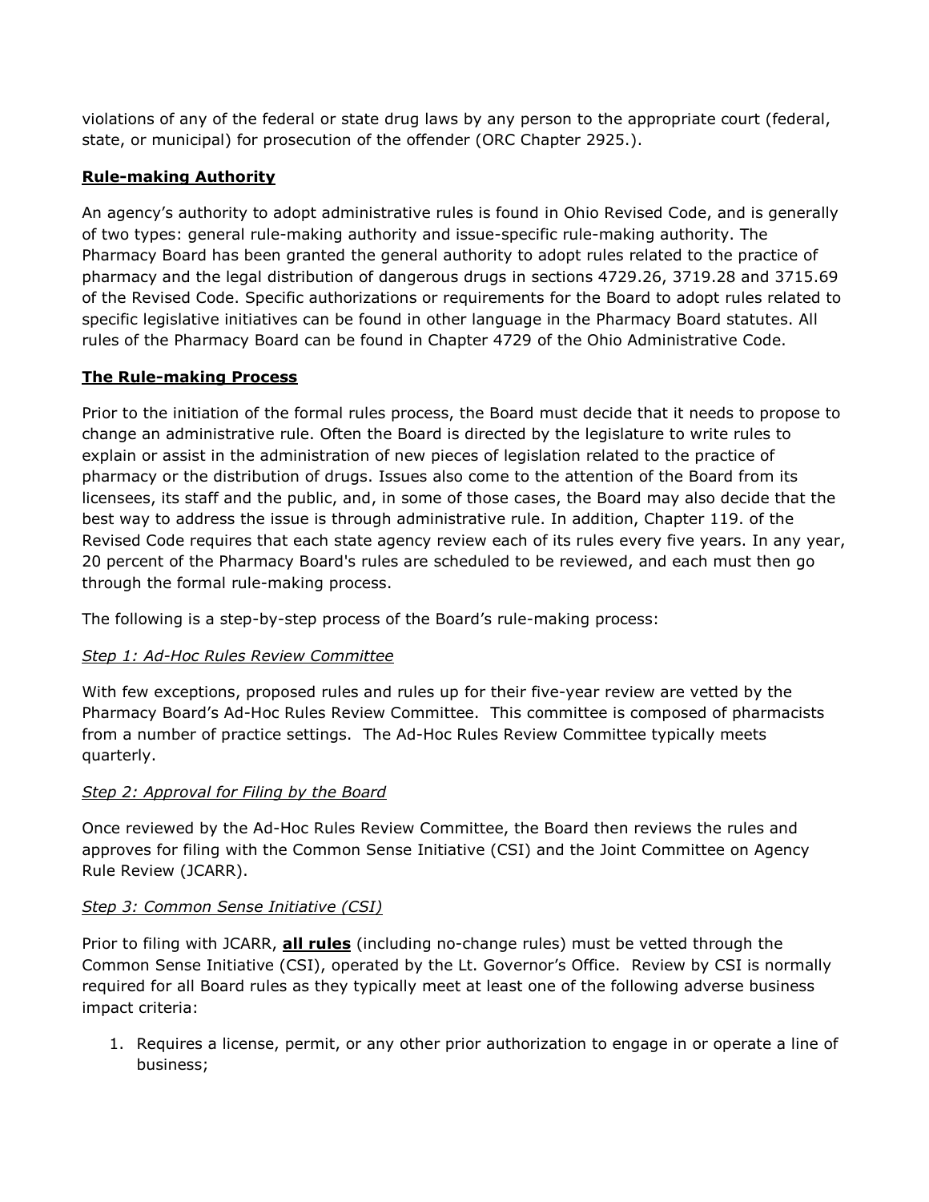violations of any of the federal or state drug laws by any person to the appropriate court (federal, state, or municipal) for prosecution of the offender (ORC Chapter 2925.).

## Rule-making Authority

An agency's authority to adopt administrative rules is found in Ohio Revised Code, and is generally of two types: general rule-making authority and issue-specific rule-making authority. The Pharmacy Board has been granted the general authority to adopt rules related to the practice of pharmacy and the legal distribution of dangerous drugs in sections 4729.26, 3719.28 and 3715.69 of the Revised Code. Specific authorizations or requirements for the Board to adopt rules related to specific legislative initiatives can be found in other language in the Pharmacy Board statutes. All rules of the Pharmacy Board can be found in Chapter 4729 of the Ohio Administrative Code.

## The Rule-making Process

Prior to the initiation of the formal rules process, the Board must decide that it needs to propose to change an administrative rule. Often the Board is directed by the legislature to write rules to explain or assist in the administration of new pieces of legislation related to the practice of pharmacy or the distribution of drugs. Issues also come to the attention of the Board from its licensees, its staff and the public, and, in some of those cases, the Board may also decide that the best way to address the issue is through administrative rule. In addition, Chapter 119. of the Revised Code requires that each state agency review each of its rules every five years. In any year, 20 percent of the Pharmacy Board's rules are scheduled to be reviewed, and each must then go through the formal rule-making process.

The following is a step-by-step process of the Board's rule-making process:

### *Step 1: Ad-Hoc Rules Review Committee*

With few exceptions, proposed rules and rules up for their five-year review are vetted by the Pharmacy Board's Ad-Hoc Rules Review Committee. This committee is composed of pharmacists from a number of practice settings. The Ad-Hoc Rules Review Committee typically meets quarterly.

### *Step 2: Approval for Filing by the Board*

Once reviewed by the Ad-Hoc Rules Review Committee, the Board then reviews the rules and approves for filing with the Common Sense Initiative (CSI) and the Joint Committee on Agency Rule Review (JCARR).

### *Step 3: Common Sense Initiative (CSI)*

Prior to filing with JCARR, **all rules** (including no-change rules) must be vetted through the Common Sense Initiative (CSI), operated by the Lt. Governor's Office. Review by CSI is normally required for all Board rules as they typically meet at least one of the following adverse business impact criteria:

1. Requires a license, permit, or any other prior authorization to engage in or operate a line of business;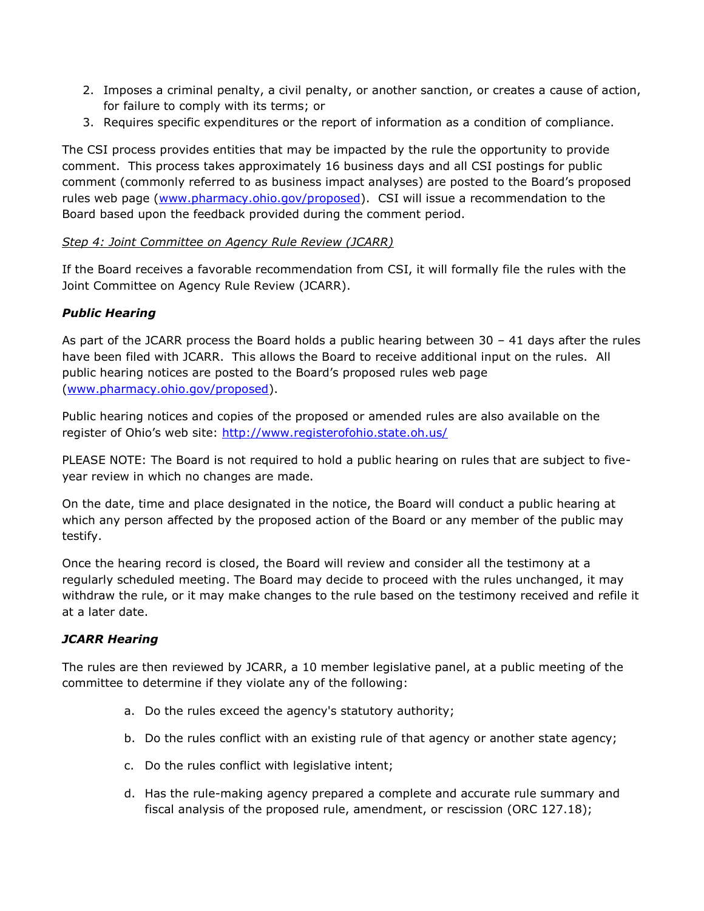2. Imposes a criminal penalty, a civil penalty, or another sanction, or creates a cause of action, for failure to comply with its terms; or
3. Requires specific expenditures or the report of information as a condition of compliance.

The CSI process provides entities that may be impacted by the rule the opportunity to provide comment. This process takes approximately 16 business days and all CSI postings for public comment (commonly referred to as business impact analyses) are posted to the Board's proposed rules web page ([www.pharmacy.ohio.gov/proposed](http://www.pharmacy.ohio.gov/proposed)). CSI will issue a recommendation to the Board based upon the feedback provided during the comment period.

*Step 4: Joint Committee on Agency Rule Review (JCARR)*

If the Board receives a favorable recommendation from CSI, it will formally file the rules with the Joint Committee on Agency Rule Review (JCARR).

***Public Hearing***

As part of the JCARR process the Board holds a public hearing between 30 – 41 days after the rules have been filed with JCARR. This allows the Board to receive additional input on the rules. All public hearing notices are posted to the Board's proposed rules web page ([www.pharmacy.ohio.gov/proposed](http://www.pharmacy.ohio.gov/proposed)).

Public hearing notices and copies of the proposed or amended rules are also available on the register of Ohio's web site: [http://www.registerofohio.state.oh.us/](http://www.registerofohio.state.oh.us/)

PLEASE NOTE: The Board is not required to hold a public hearing on rules that are subject to five-year review in which no changes are made.

On the date, time and place designated in the notice, the Board will conduct a public hearing at which any person affected by the proposed action of the Board or any member of the public may testify.

Once the hearing record is closed, the Board will review and consider all the testimony at a regularly scheduled meeting. The Board may decide to proceed with the rules unchanged, it may withdraw the rule, or it may make changes to the rule based on the testimony received and refile it at a later date.

***JCARR Hearing***

The rules are then reviewed by JCARR, a 10 member legislative panel, at a public meeting of the committee to determine if they violate any of the following:

a. Do the rules exceed the agency's statutory authority;

b. Do the rules conflict with an existing rule of that agency or another state agency;

c. Do the rules conflict with legislative intent;

d. Has the rule-making agency prepared a complete and accurate rule summary and fiscal analysis of the proposed rule, amendment, or rescission (ORC 127.18);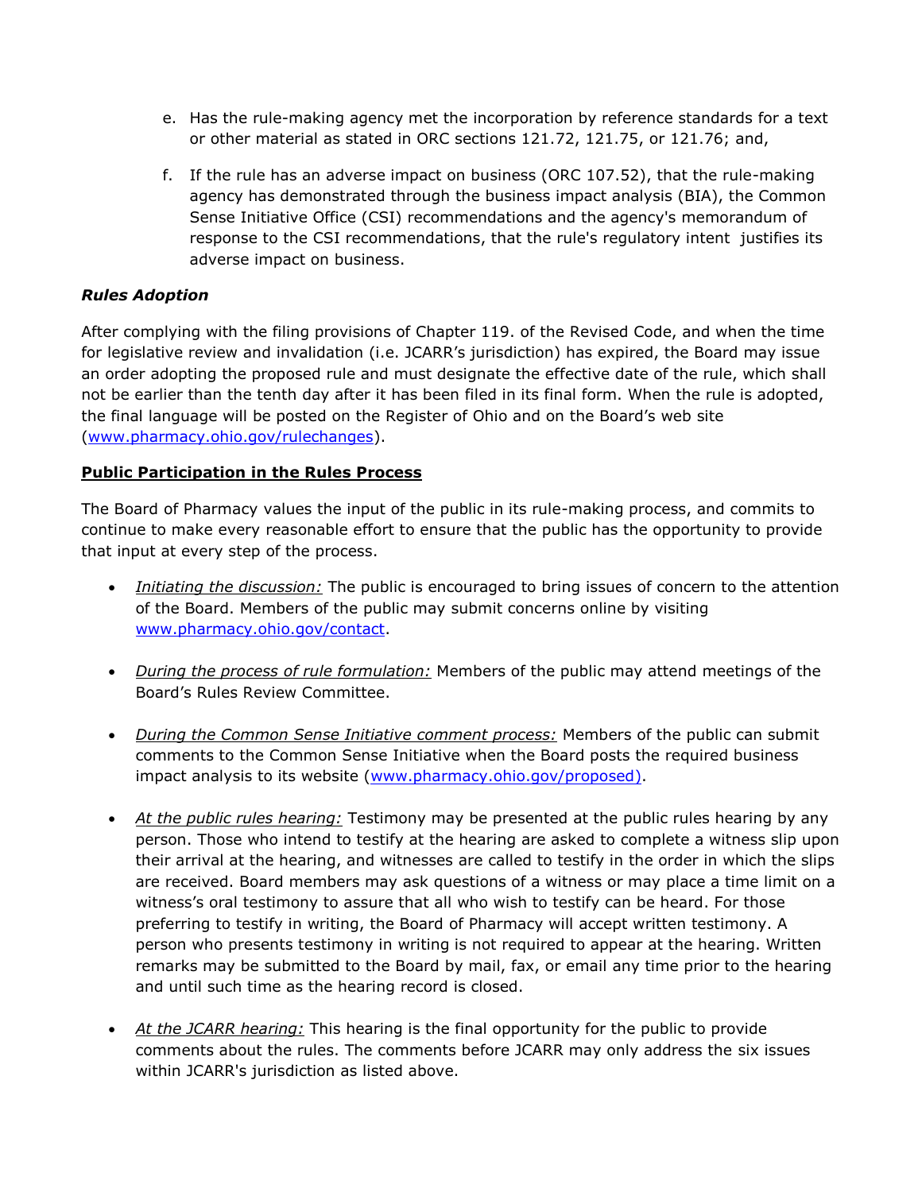e. Has the rule-making agency met the incorporation by reference standards for a text or other material as stated in ORC sections 121.72, 121.75, or 121.76; and,

f. If the rule has an adverse impact on business (ORC 107.52), that the rule-making agency has demonstrated through the business impact analysis (BIA), the Common Sense Initiative Office (CSI) recommendations and the agency's memorandum of response to the CSI recommendations, that the rule's regulatory intent justifies its adverse impact on business.

***Rules Adoption***

After complying with the filing provisions of Chapter 119. of the Revised Code, and when the time for legislative review and invalidation (i.e. JCARR's jurisdiction) has expired, the Board may issue an order adopting the proposed rule and must designate the effective date of the rule, which shall not be earlier than the tenth day after it has been filed in its final form. When the rule is adopted, the final language will be posted on the Register of Ohio and on the Board's web site (www.pharmacy.ohio.gov/rulechanges).

**Public Participation in the Rules Process**

The Board of Pharmacy values the input of the public in its rule-making process, and commits to continue to make every reasonable effort to ensure that the public has the opportunity to provide that input at every step of the process.

- *Initiating the discussion:* The public is encouraged to bring issues of concern to the attention of the Board. Members of the public may submit concerns online by visiting www.pharmacy.ohio.gov/contact.

- *During the process of rule formulation:* Members of the public may attend meetings of the Board's Rules Review Committee.

- *During the Common Sense Initiative comment process:* Members of the public can submit comments to the Common Sense Initiative when the Board posts the required business impact analysis to its website (www.pharmacy.ohio.gov/proposed).

- *At the public rules hearing:* Testimony may be presented at the public rules hearing by any person. Those who intend to testify at the hearing are asked to complete a witness slip upon their arrival at the hearing, and witnesses are called to testify in the order in which the slips are received. Board members may ask questions of a witness or may place a time limit on a witness's oral testimony to assure that all who wish to testify can be heard. For those preferring to testify in writing, the Board of Pharmacy will accept written testimony. A person who presents testimony in writing is not required to appear at the hearing. Written remarks may be submitted to the Board by mail, fax, or email any time prior to the hearing and until such time as the hearing record is closed.

- *At the JCARR hearing:* This hearing is the final opportunity for the public to provide comments about the rules. The comments before JCARR may only address the six issues within JCARR's jurisdiction as listed above.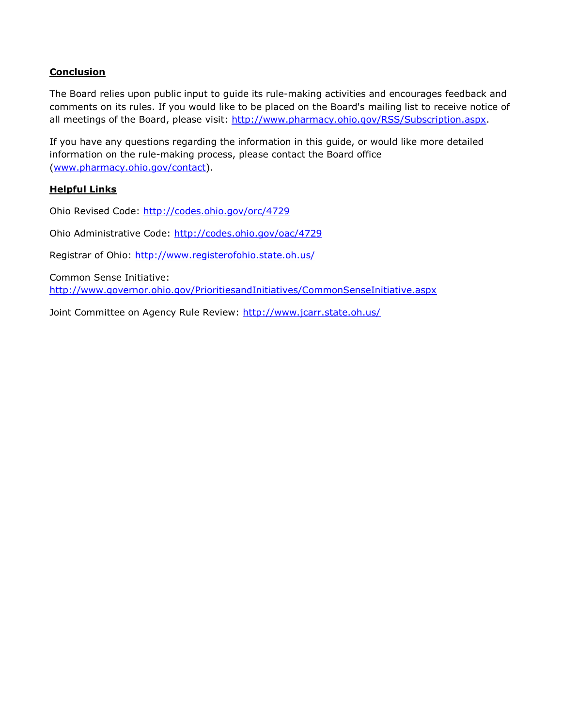## **Conclusion**

The Board relies upon public input to guide its rule-making activities and encourages feedback and comments on its rules. If you would like to be placed on the Board's mailing list to receive notice of all meetings of the Board, please visit: http://www.pharmacy.ohio.gov/RSS/Subscription.aspx.

If you have any questions regarding the information in this guide, or would like more detailed information on the rule-making process, please contact the Board office (www.pharmacy.ohio.gov/contact).

## **Helpful Links**

Ohio Revised Code: http://codes.ohio.gov/orc/4729

Ohio Administrative Code: http://codes.ohio.gov/oac/4729

Registrar of Ohio: http://www.registerofohio.state.oh.us/

Common Sense Initiative:
http://www.governor.ohio.gov/PrioritiesandInitiatives/CommonSenseInitiative.aspx

Joint Committee on Agency Rule Review: http://www.jcarr.state.oh.us/